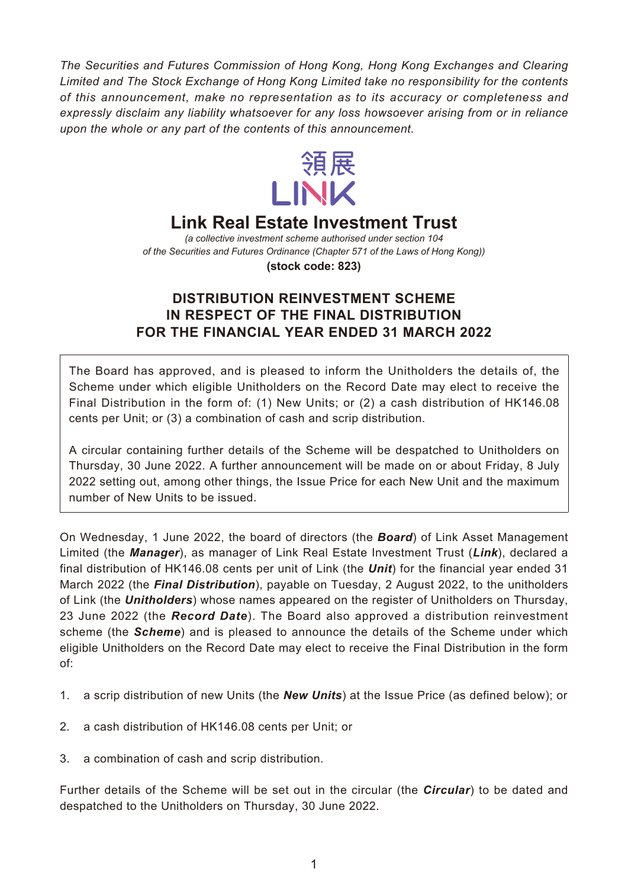*The Securities and Futures Commission of Hong Kong, Hong Kong Exchanges and Clearing Limited and The Stock Exchange of Hong Kong Limited take no responsibility for the contents of this announcement, make no representation as to its accuracy or completeness and expressly disclaim any liability whatsoever for any loss howsoever arising from or in reliance upon the whole or any part of the contents of this announcement.*

領展
LINK

# Link Real Estate Investment Trust

*(a collective investment scheme authorised under section 104 of the Securities and Futures Ordinance (Chapter 571 of the Laws of Hong Kong))*

**(stock code: 823)**

## DISTRIBUTION REINVESTMENT SCHEME IN RESPECT OF THE FINAL DISTRIBUTION FOR THE FINANCIAL YEAR ENDED 31 MARCH 2022

The Board has approved, and is pleased to inform the Unitholders the details of, the Scheme under which eligible Unitholders on the Record Date may elect to receive the Final Distribution in the form of: (1) New Units; or (2) a cash distribution of HK146.08 cents per Unit; or (3) a combination of cash and scrip distribution.

A circular containing further details of the Scheme will be despatched to Unitholders on Thursday, 30 June 2022. A further announcement will be made on or about Friday, 8 July 2022 setting out, among other things, the Issue Price for each New Unit and the maximum number of New Units to be issued.

On Wednesday, 1 June 2022, the board of directors (the ***Board***) of Link Asset Management Limited (the ***Manager***), as manager of Link Real Estate Investment Trust (***Link***), declared a final distribution of HK146.08 cents per unit of Link (the ***Unit***) for the financial year ended 31 March 2022 (the ***Final Distribution***), payable on Tuesday, 2 August 2022, to the unitholders of Link (the ***Unitholders***) whose names appeared on the register of Unitholders on Thursday, 23 June 2022 (the ***Record Date***). The Board also approved a distribution reinvestment scheme (the ***Scheme***) and is pleased to announce the details of the Scheme under which eligible Unitholders on the Record Date may elect to receive the Final Distribution in the form of:

1. a scrip distribution of new Units (the ***New Units***) at the Issue Price (as defined below); or

2. a cash distribution of HK146.08 cents per Unit; or

3. a combination of cash and scrip distribution.

Further details of the Scheme will be set out in the circular (the ***Circular***) to be dated and despatched to the Unitholders on Thursday, 30 June 2022.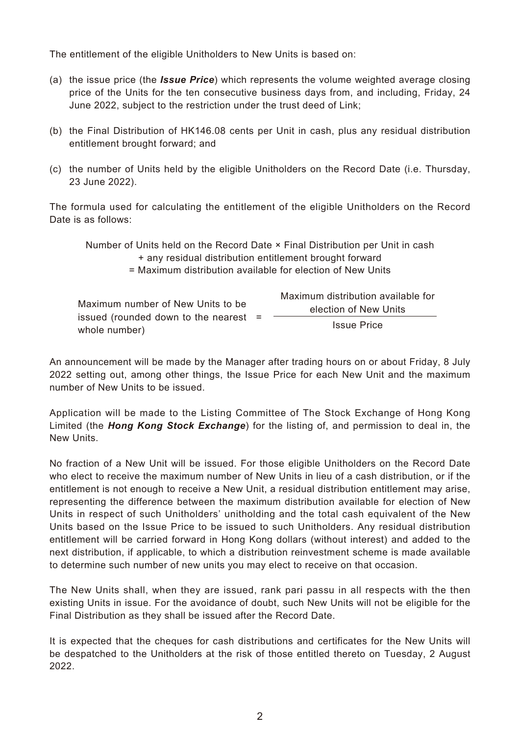The entitlement of the eligible Unitholders to New Units is based on:

(a) the issue price (the ***Issue Price***) which represents the volume weighted average closing price of the Units for the ten consecutive business days from, and including, Friday, 24 June 2022, subject to the restriction under the trust deed of Link;

(b) the Final Distribution of HK146.08 cents per Unit in cash, plus any residual distribution entitlement brought forward; and

(c) the number of Units held by the eligible Unitholders on the Record Date (i.e. Thursday, 23 June 2022).

The formula used for calculating the entitlement of the eligible Unitholders on the Record Date is as follows:

$$\text{Number of Units held on the Record Date} \times \text{Final Distribution per Unit in cash} + \text{any residual distribution entitlement brought forward} = \text{Maximum distribution available for election of New Units}$$

$$\text{Maximum number of New Units to be issued (rounded down to the nearest whole number)} = \frac{\text{Maximum distribution available for election of New Units}}{\text{Issue Price}}$$

An announcement will be made by the Manager after trading hours on or about Friday, 8 July 2022 setting out, among other things, the Issue Price for each New Unit and the maximum number of New Units to be issued.

Application will be made to the Listing Committee of The Stock Exchange of Hong Kong Limited (the ***Hong Kong Stock Exchange***) for the listing of, and permission to deal in, the New Units.

No fraction of a New Unit will be issued. For those eligible Unitholders on the Record Date who elect to receive the maximum number of New Units in lieu of a cash distribution, or if the entitlement is not enough to receive a New Unit, a residual distribution entitlement may arise, representing the difference between the maximum distribution available for election of New Units in respect of such Unitholders' unitholding and the total cash equivalent of the New Units based on the Issue Price to be issued to such Unitholders. Any residual distribution entitlement will be carried forward in Hong Kong dollars (without interest) and added to the next distribution, if applicable, to which a distribution reinvestment scheme is made available to determine such number of new units you may elect to receive on that occasion.

The New Units shall, when they are issued, rank pari passu in all respects with the then existing Units in issue. For the avoidance of doubt, such New Units will not be eligible for the Final Distribution as they shall be issued after the Record Date.

It is expected that the cheques for cash distributions and certificates for the New Units will be despatched to the Unitholders at the risk of those entitled thereto on Tuesday, 2 August 2022.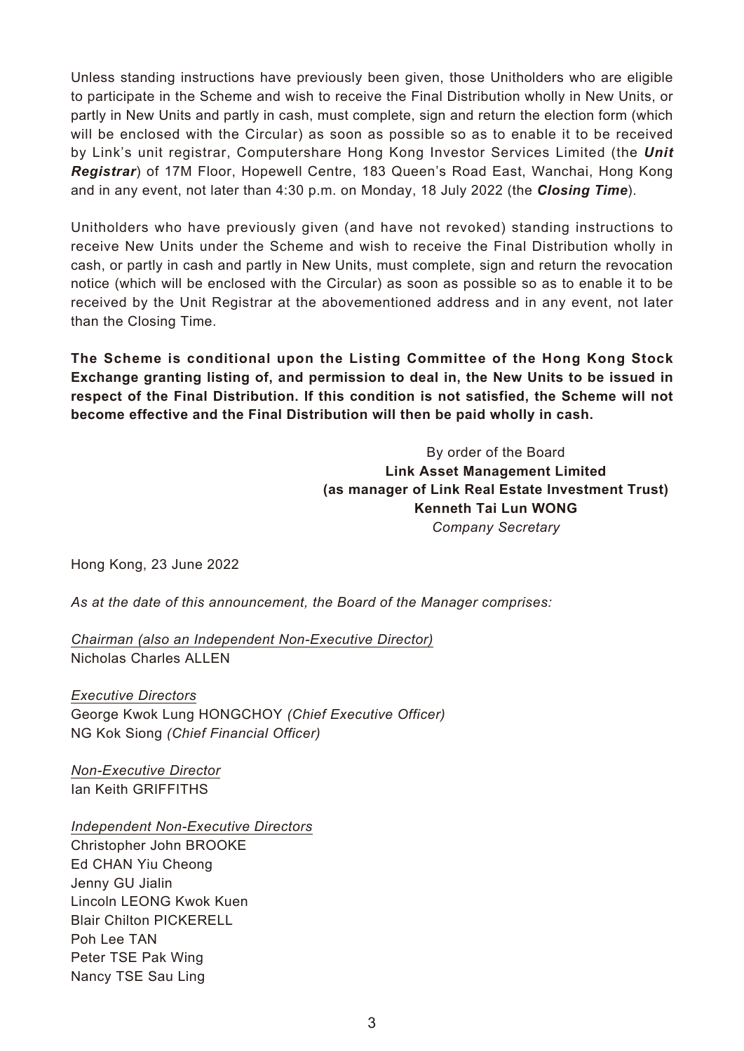Unless standing instructions have previously been given, those Unitholders who are eligible to participate in the Scheme and wish to receive the Final Distribution wholly in New Units, or partly in New Units and partly in cash, must complete, sign and return the election form (which will be enclosed with the Circular) as soon as possible so as to enable it to be received by Link's unit registrar, Computershare Hong Kong Investor Services Limited (the ***Unit Registrar***) of 17M Floor, Hopewell Centre, 183 Queen's Road East, Wanchai, Hong Kong and in any event, not later than 4:30 p.m. on Monday, 18 July 2022 (the ***Closing Time***).

Unitholders who have previously given (and have not revoked) standing instructions to receive New Units under the Scheme and wish to receive the Final Distribution wholly in cash, or partly in cash and partly in New Units, must complete, sign and return the revocation notice (which will be enclosed with the Circular) as soon as possible so as to enable it to be received by the Unit Registrar at the abovementioned address and in any event, not later than the Closing Time.

**The Scheme is conditional upon the Listing Committee of the Hong Kong Stock Exchange granting listing of, and permission to deal in, the New Units to be issued in respect of the Final Distribution. If this condition is not satisfied, the Scheme will not become effective and the Final Distribution will then be paid wholly in cash.**

By order of the Board
**Link Asset Management Limited**
**(as manager of Link Real Estate Investment Trust)**
**Kenneth Tai Lun WONG**
*Company Secretary*

Hong Kong, 23 June 2022

*As at the date of this announcement, the Board of the Manager comprises:*

*Chairman (also an Independent Non-Executive Director)*
Nicholas Charles ALLEN

*Executive Directors*
George Kwok Lung HONGCHOY *(Chief Executive Officer)*
NG Kok Siong *(Chief Financial Officer)*

*Non-Executive Director*
Ian Keith GRIFFITHS

*Independent Non-Executive Directors*
Christopher John BROOKE
Ed CHAN Yiu Cheong
Jenny GU Jialin
Lincoln LEONG Kwok Kuen
Blair Chilton PICKERELL
Poh Lee TAN
Peter TSE Pak Wing
Nancy TSE Sau Ling